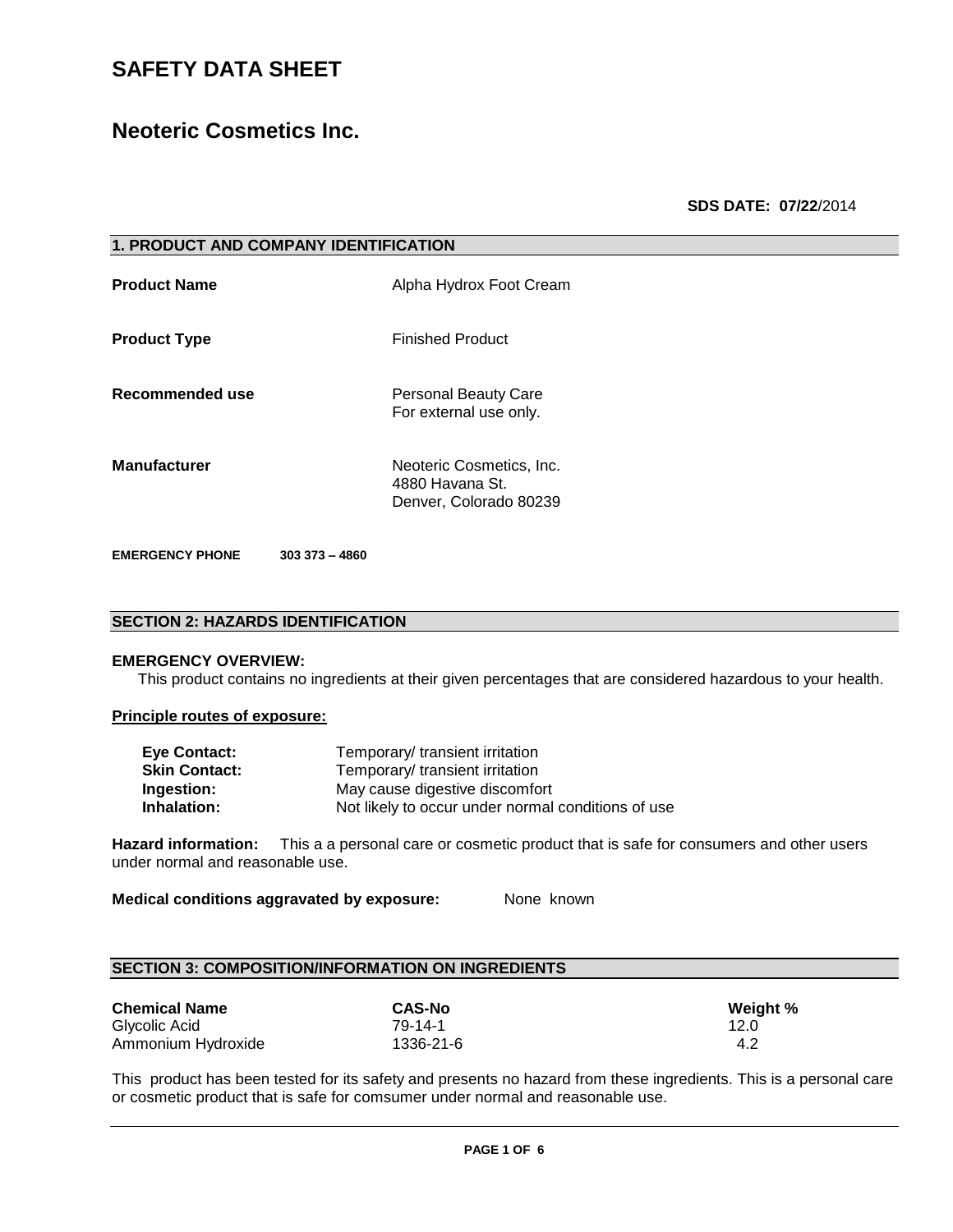# SAFETY DATA SHEET

# Neoteric Cosmetics Inc.

**SDS DATE: 07/22**/2014

## 1. PRODUCT AND COMPANY IDENTIFICATION

| | |
|---|---|
| **Product Name** | Alpha Hydrox Foot Cream |
| **Product Type** | Finished Product |
| **Recommended use** | Personal Beauty Care<br>For external use only. |
| **Manufacturer** | Neoteric Cosmetics, Inc.<br>4880 Havana St.<br>Denver, Colorado 80239 |

**EMERGENCY PHONE 303 373 – 4860**

## SECTION 2: HAZARDS IDENTIFICATION

**EMERGENCY OVERVIEW:**

This product contains no ingredients at their given percentages that are considered hazardous to your health.

**Principle routes of exposure:**

| | |
|---|---|
| **Eye Contact:** | Temporary/ transient irritation |
| **Skin Contact:** | Temporary/ transient irritation |
| **Ingestion:** | May cause digestive discomfort |
| **Inhalation:** | Not likely to occur under normal conditions of use |

**Hazard information:** This a a personal care or cosmetic product that is safe for consumers and other users under normal and reasonable use.

**Medical conditions aggravated by exposure:** None known

## SECTION 3: COMPOSITION/INFORMATION ON INGREDIENTS

| Chemical Name | CAS-No | Weight % |
|---|---|---|
| Glycolic Acid | 79-14-1 | 12.0 |
| Ammonium Hydroxide | 1336-21-6 | 4.2 |

This product has been tested for its safety and presents no hazard from these ingredients. This is a personal care or cosmetic product that is safe for comsumer under normal and reasonable use.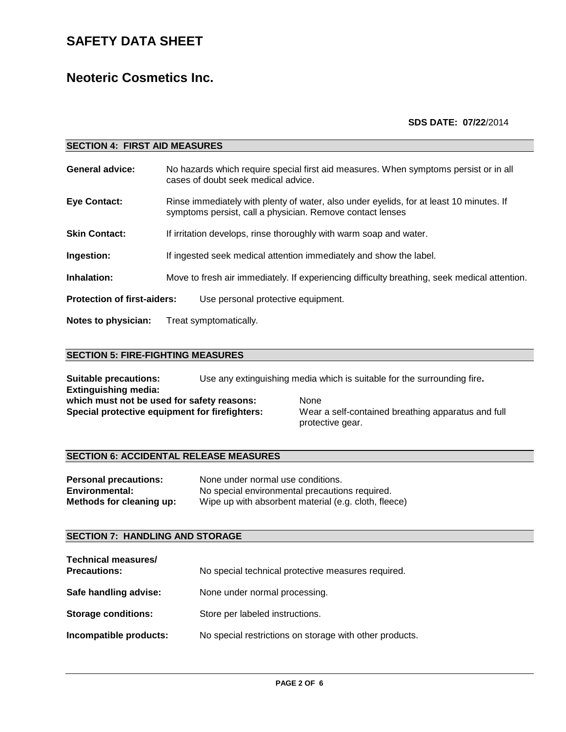# SAFETY DATA SHEET

## Neoteric Cosmetics Inc.

**SDS DATE: 07/22**/2014

### SECTION 4: FIRST AID MEASURES

**General advice:** No hazards which require special first aid measures. When symptoms persist or in all cases of doubt seek medical advice.

**Eye Contact:** Rinse immediately with plenty of water, also under eyelids, for at least 10 minutes. If symptoms persist, call a physician. Remove contact lenses

**Skin Contact:** If irritation develops, rinse thoroughly with warm soap and water.

**Ingestion:** If ingested seek medical attention immediately and show the label.

**Inhalation:** Move to fresh air immediately. If experiencing difficulty breathing, seek medical attention.

**Protection of first-aiders:** Use personal protective equipment.

**Notes to physician:** Treat symptomatically.

### SECTION 5: FIRE-FIGHTING MEASURES

**Suitable precautions:** Use any extinguishing media which is suitable for the surrounding fire**.**

**Extinguishing media:**
**which must not be used for safety reasons:** None

**Special protective equipment for firefighters:** Wear a self-contained breathing apparatus and full protective gear.

### SECTION 6: ACCIDENTAL RELEASE MEASURES

**Personal precautions:** None under normal use conditions.
**Environmental:** No special environmental precautions required.
**Methods for cleaning up:** Wipe up with absorbent material (e.g. cloth, fleece)

### SECTION 7: HANDLING AND STORAGE

**Technical measures/**
**Precautions:** No special technical protective measures required.

**Safe handling advise:** None under normal processing.

**Storage conditions:** Store per labeled instructions.

**Incompatible products:** No special restrictions on storage with other products.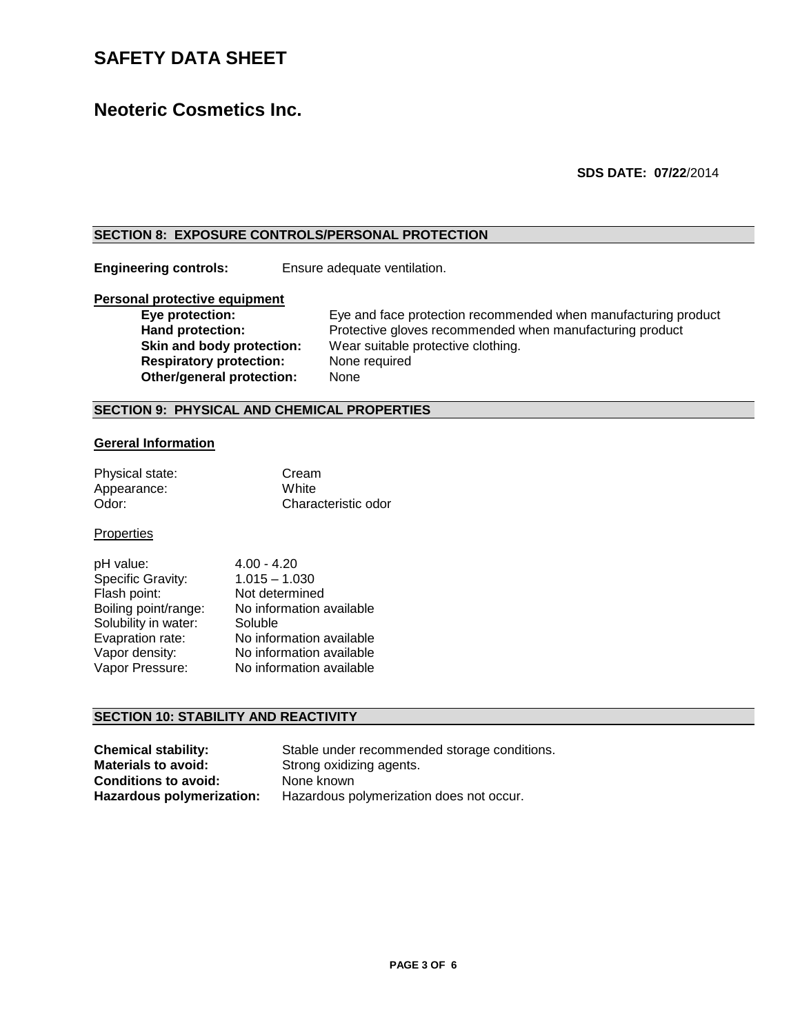# SAFETY DATA SHEET

# Neoteric Cosmetics Inc.

**SDS DATE: 07/22**/2014

## SECTION 8: EXPOSURE CONTROLS/PERSONAL PROTECTION

**Engineering controls:** Ensure adequate ventilation.

**Personal protective equipment**

| | |
|---|---|
| **Eye protection:** | Eye and face protection recommended when manufacturing product |
| **Hand protection:** | Protective gloves recommended when manufacturing product |
| **Skin and body protection:** | Wear suitable protective clothing. |
| **Respiratory protection:** | None required |
| **Other/general protection:** | None |

## SECTION 9: PHYSICAL AND CHEMICAL PROPERTIES

**Gereral Information**

| | |
|---|---|
| Physical state: | Cream |
| Appearance: | White |
| Odor: | Characteristic odor |

Properties

| | |
|---|---|
| pH value: | 4.00 - 4.20 |
| Specific Gravity: | 1.015 – 1.030 |
| Flash point: | Not determined |
| Boiling point/range: | No information available |
| Solubility in water: | Soluble |
| Evapration rate: | No information available |
| Vapor density: | No information available |
| Vapor Pressure: | No information available |

## SECTION 10: STABILITY AND REACTIVITY

| | |
|---|---|
| **Chemical stability:** | Stable under recommended storage conditions. |
| **Materials to avoid:** | Strong oxidizing agents. |
| **Conditions to avoid:** | None known |
| **Hazardous polymerization:** | Hazardous polymerization does not occur. |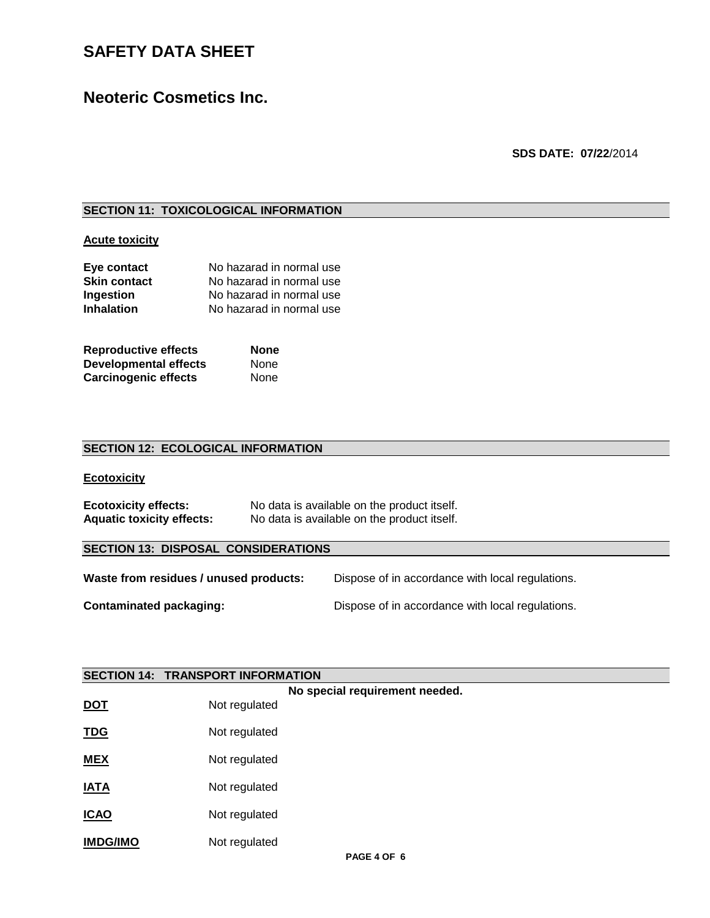# SAFETY DATA SHEET

## Neoteric Cosmetics Inc.

**SDS DATE: 07/22**/2014

### SECTION 11: TOXICOLOGICAL INFORMATION

**Acute toxicity**

| | |
|---|---|
| **Eye contact** | No hazarad in normal use |
| **Skin contact** | No hazarad in normal use |
| **Ingestion** | No hazarad in normal use |
| **Inhalation** | No hazarad in normal use |

| | |
|---|---|
| **Reproductive effects** | **None** |
| **Developmental effects** | None |
| **Carcinogenic effects** | None |

### SECTION 12: ECOLOGICAL INFORMATION

**Ecotoxicity**

| | |
|---|---|
| **Ecotoxicity effects:** | No data is available on the product itself. |
| **Aquatic toxicity effects:** | No data is available on the product itself. |

### SECTION 13: DISPOSAL CONSIDERATIONS

| | |
|---|---|
| **Waste from residues / unused products:** | Dispose of in accordance with local regulations. |
| **Contaminated packaging:** | Dispose of in accordance with local regulations. |

### SECTION 14: TRANSPORT INFORMATION

**No special requirement needed.**

| | |
|---|---|
| **DOT** | Not regulated |
| **TDG** | Not regulated |
| **MEX** | Not regulated |
| **IATA** | Not regulated |
| **ICAO** | Not regulated |
| **IMDG/IMO** | Not regulated |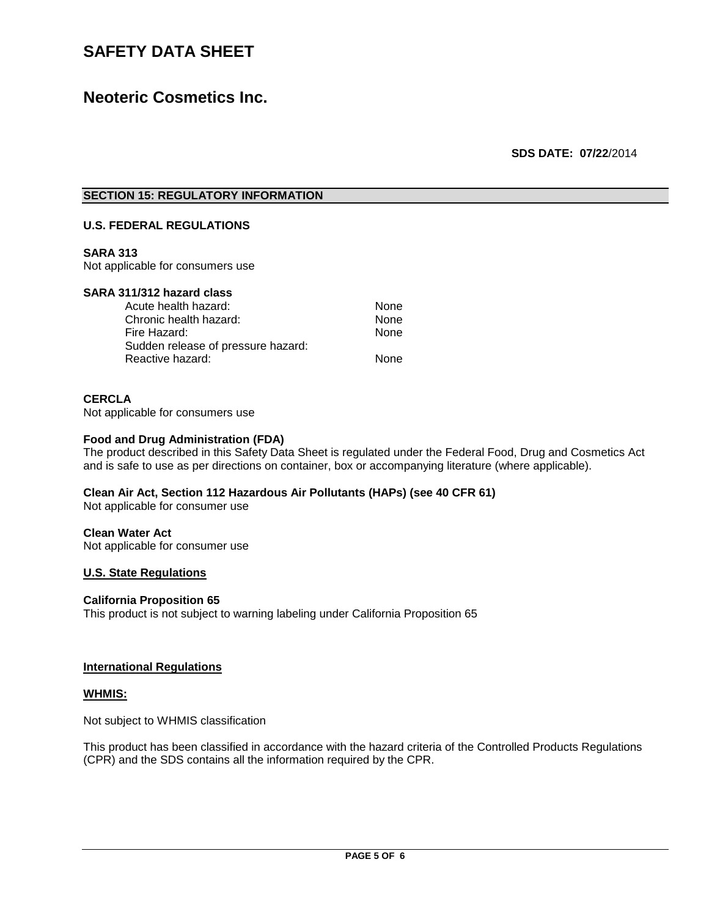# SAFETY DATA SHEET

# Neoteric Cosmetics Inc.

**SDS DATE: 07/22**/2014

## SECTION 15: REGULATORY INFORMATION

### U.S. FEDERAL REGULATIONS

**SARA 313**
Not applicable for consumers use

**SARA 311/312 hazard class**

| | |
|---|---|
| Acute health hazard: | None |
| Chronic health hazard: | None |
| Fire Hazard: | None |
| Sudden release of pressure hazard: | |
| Reactive hazard: | None |

**CERCLA**
Not applicable for consumers use

**Food and Drug Administration (FDA)**
The product described in this Safety Data Sheet is regulated under the Federal Food, Drug and Cosmetics Act and is safe to use as per directions on container, box or accompanying literature (where applicable).

**Clean Air Act, Section 112 Hazardous Air Pollutants (HAPs) (see 40 CFR 61)**
Not applicable for consumer use

**Clean Water Act**
Not applicable for consumer use

### U.S. State Regulations

**California Proposition 65**
This product is not subject to warning labeling under California Proposition 65

### International Regulations

**WHMIS:**

Not subject to WHMIS classification

This product has been classified in accordance with the hazard criteria of the Controlled Products Regulations (CPR) and the SDS contains all the information required by the CPR.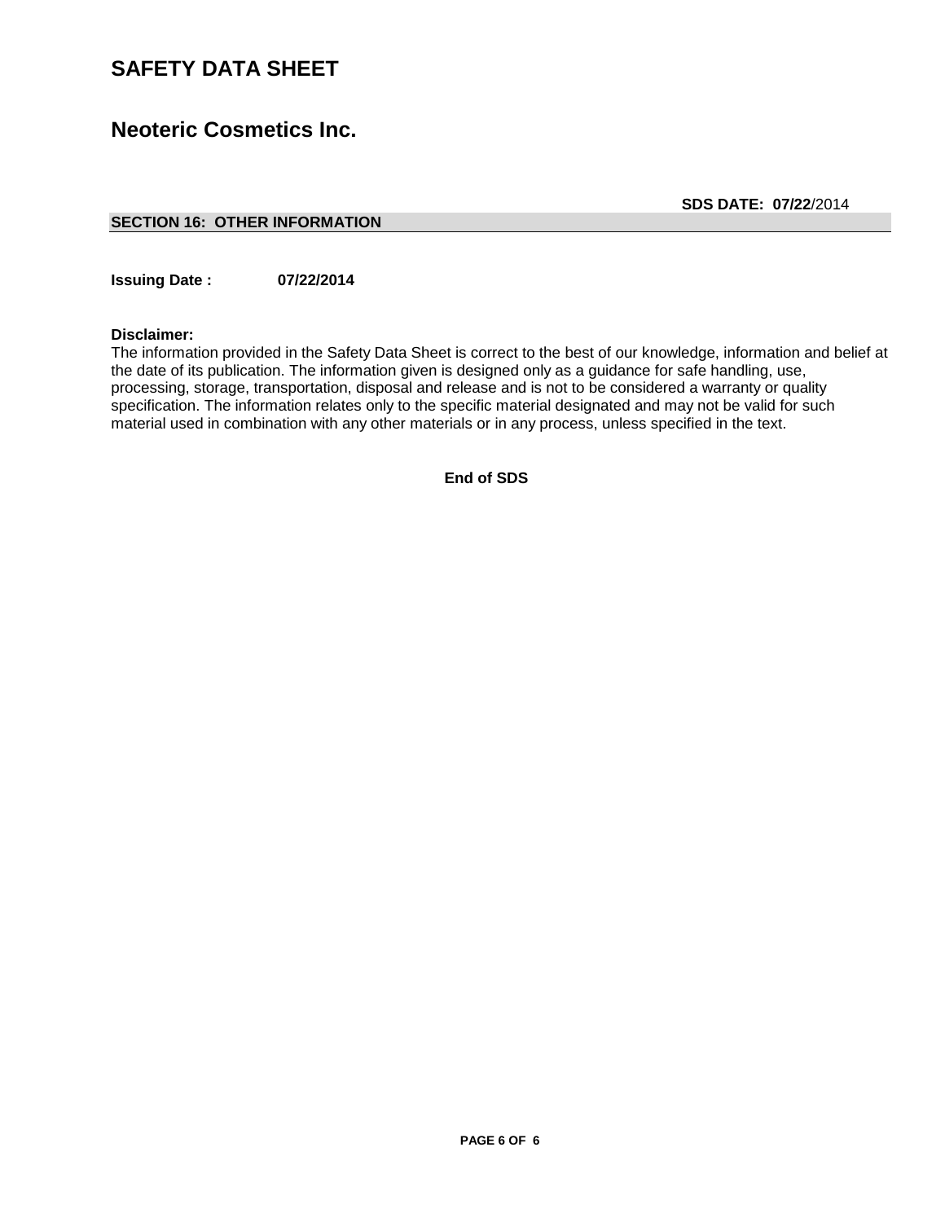# SAFETY DATA SHEET

## Neoteric Cosmetics Inc.

**SDS DATE: 07/22**/2014

### SECTION 16: OTHER INFORMATION

**Issuing Date :** **07/22/2014**

**Disclaimer:**
The information provided in the Safety Data Sheet is correct to the best of our knowledge, information and belief at the date of its publication. The information given is designed only as a guidance for safe handling, use, processing, storage, transportation, disposal and release and is not to be considered a warranty or quality specification. The information relates only to the specific material designated and may not be valid for such material used in combination with any other materials or in any process, unless specified in the text.

**End of SDS**